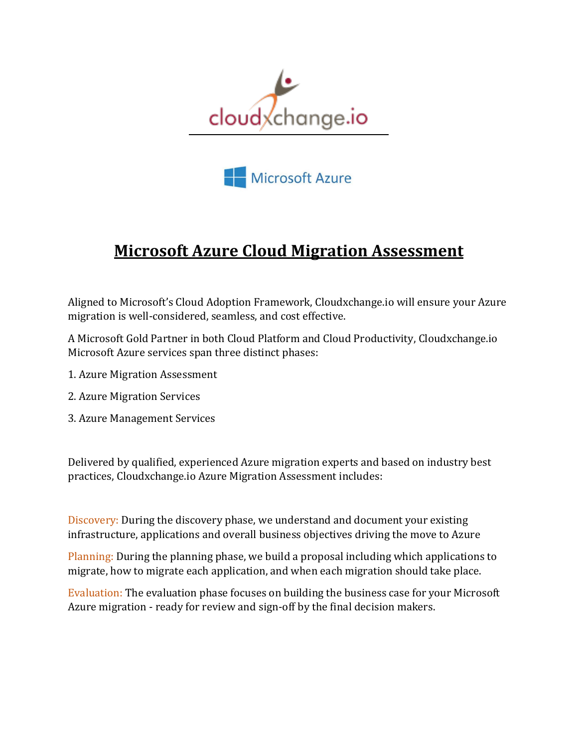# Microsoft Azure Cloud Migration Assessment

Aligned to Microsoft's Cloud Adoption Framework, Cloudxchange.io will ensure your Azure migration is well-considered, seamless, and cost effective.

A Microsoft Gold Partner in both Cloud Platform and Cloud Productivity, Cloudxchange.io Microsoft Azure services span three distinct phases:

1. Azure Migration Assessment
2. Azure Migration Services
3. Azure Management Services

Delivered by qualified, experienced Azure migration experts and based on industry best practices, Cloudxchange.io Azure Migration Assessment includes:

Discovery: During the discovery phase, we understand and document your existing infrastructure, applications and overall business objectives driving the move to Azure

Planning: During the planning phase, we build a proposal including which applications to migrate, how to migrate each application, and when each migration should take place.

Evaluation: The evaluation phase focuses on building the business case for your Microsoft Azure migration - ready for review and sign-off by the final decision makers.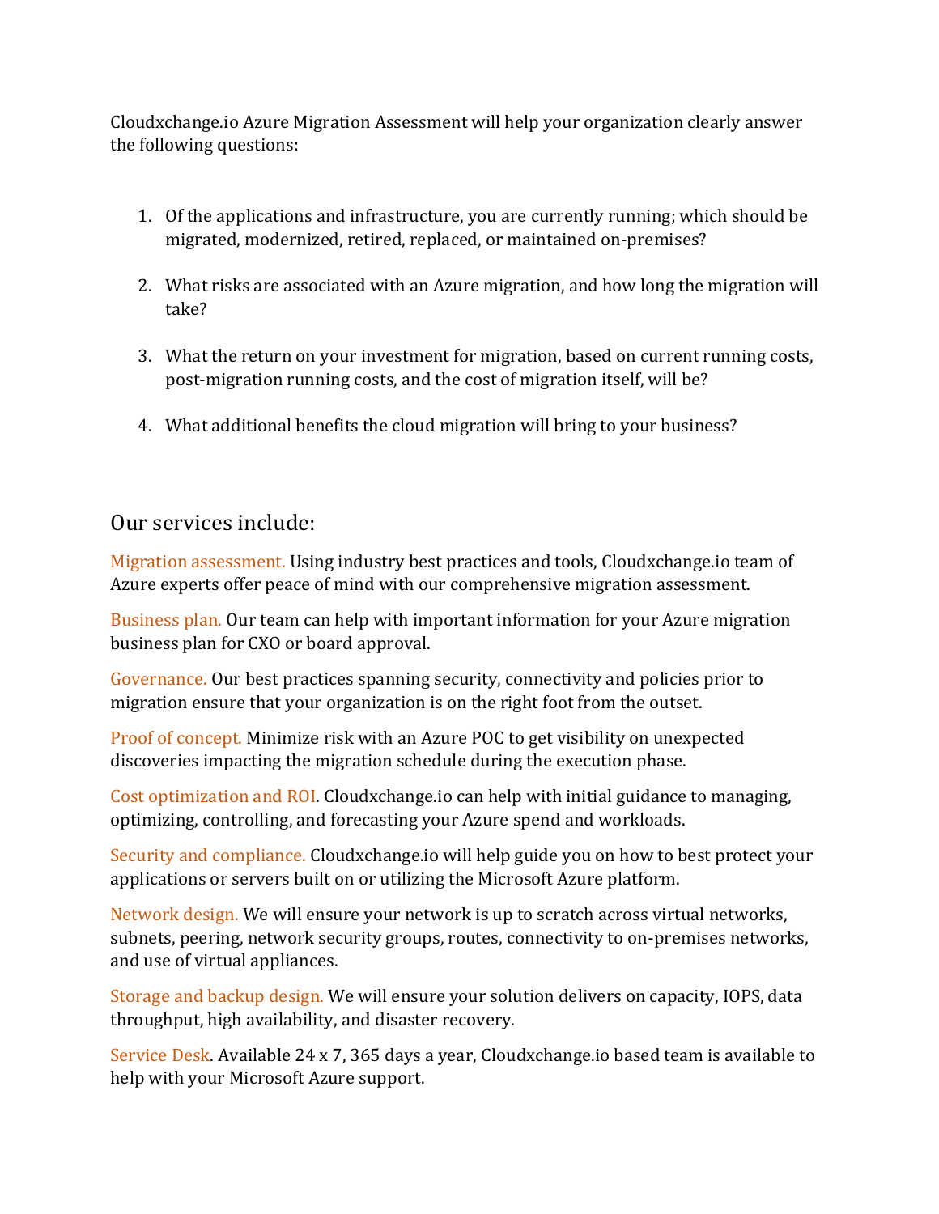Cloudxchange.io Azure Migration Assessment will help your organization clearly answer the following questions:

1. Of the applications and infrastructure, you are currently running; which should be migrated, modernized, retired, replaced, or maintained on-premises?
2. What risks are associated with an Azure migration, and how long the migration will take?
3. What the return on your investment for migration, based on current running costs, post-migration running costs, and the cost of migration itself, will be?
4. What additional benefits the cloud migration will bring to your business?

## Our services include:

Migration assessment. Using industry best practices and tools, Cloudxchange.io team of Azure experts offer peace of mind with our comprehensive migration assessment.

Business plan. Our team can help with important information for your Azure migration business plan for CXO or board approval.

Governance. Our best practices spanning security, connectivity and policies prior to migration ensure that your organization is on the right foot from the outset.

Proof of concept. Minimize risk with an Azure POC to get visibility on unexpected discoveries impacting the migration schedule during the execution phase.

Cost optimization and ROI. Cloudxchange.io can help with initial guidance to managing, optimizing, controlling, and forecasting your Azure spend and workloads.

Security and compliance. Cloudxchange.io will help guide you on how to best protect your applications or servers built on or utilizing the Microsoft Azure platform.

Network design. We will ensure your network is up to scratch across virtual networks, subnets, peering, network security groups, routes, connectivity to on-premises networks, and use of virtual appliances.

Storage and backup design. We will ensure your solution delivers on capacity, IOPS, data throughput, high availability, and disaster recovery.

Service Desk. Available 24 x 7, 365 days a year, Cloudxchange.io based team is available to help with your Microsoft Azure support.